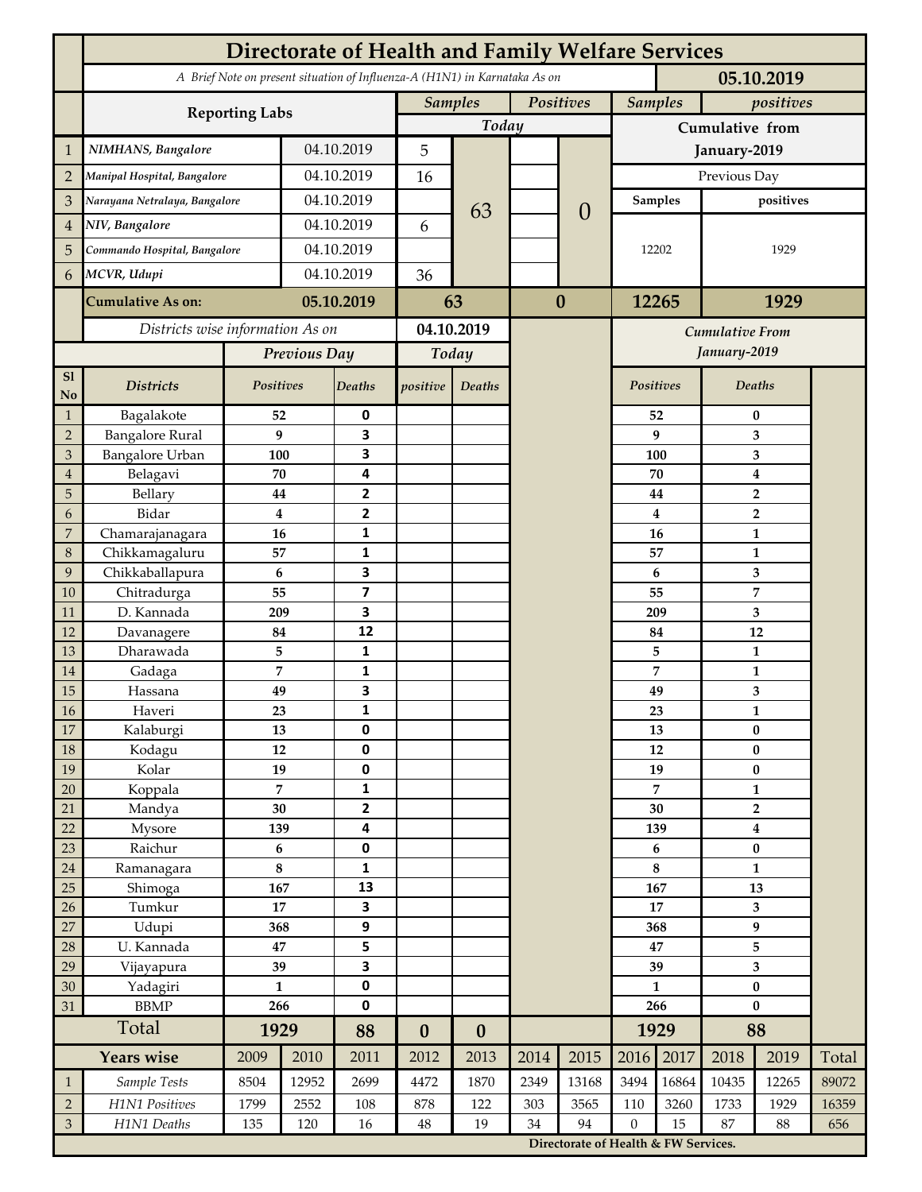# Directorate of Health and Family Welfare Services

*A Brief Note on present situation of Influenza-A (H1N1) in Karnataka As on* **05.10.2019**

| | Reporting Labs | | Samples Today | | Positives Today | | Samples | positives |
|---|---|---|---|---|---|---|---|---|
| | | | | | | | **Cumulative from January-2019** | |
| 1 | *NIMHANS, Bangalore* | 04.10.2019 | 5 | 63 | | 0 | Previous Day | |
| 2 | *Manipal Hospital, Bangalore* | 04.10.2019 | 16 | | | | **Samples** | **positives** |
| 3 | *Narayana Netralaya, Bangalore* | 04.10.2019 | | | | | 12202 | 1929 |
| 4 | *NIV, Bangalore* | 04.10.2019 | 6 | | | | | |
| 5 | *Commando Hospital, Bangalore* | 04.10.2019 | | | | | | |
| 6 | *MCVR, Udupi* | 04.10.2019 | 36 | | | | | |
| | **Cumulative As on:** | **05.10.2019** | **63** | | **0** | | **12265** | **1929** |

*Districts wise information As on* **04.10.2019**

| Sl No | Districts | Previous Day Positives | Previous Day Deaths | Today positive | Today Deaths | Cumulative From January-2019 Positives | Cumulative From January-2019 Deaths |
|---|---|---|---|---|---|---|---|
| 1 | Bagalakote | 52 | 0 | | | 52 | 0 |
| 2 | Bangalore Rural | 9 | 3 | | | 9 | 3 |
| 3 | Bangalore Urban | 100 | 3 | | | 100 | 3 |
| 4 | Belagavi | 70 | 4 | | | 70 | 4 |
| 5 | Bellary | 44 | 2 | | | 44 | 2 |
| 6 | Bidar | 4 | 2 | | | 4 | 2 |
| 7 | Chamarajanagara | 16 | 1 | | | 16 | 1 |
| 8 | Chikkamagaluru | 57 | 1 | | | 57 | 1 |
| 9 | Chikkaballapura | 6 | 3 | | | 6 | 3 |
| 10 | Chitradurga | 55 | 7 | | | 55 | 7 |
| 11 | D. Kannada | 209 | 3 | | | 209 | 3 |
| 12 | Davanagere | 84 | 12 | | | 84 | 12 |
| 13 | Dharawada | 5 | 1 | | | 5 | 1 |
| 14 | Gadaga | 7 | 1 | | | 7 | 1 |
| 15 | Hassana | 49 | 3 | | | 49 | 3 |
| 16 | Haveri | 23 | 1 | | | 23 | 1 |
| 17 | Kalaburgi | 13 | 0 | | | 13 | 0 |
| 18 | Kodagu | 12 | 0 | | | 12 | 0 |
| 19 | Kolar | 19 | 0 | | | 19 | 0 |
| 20 | Koppala | 7 | 1 | | | 7 | 1 |
| 21 | Mandya | 30 | 2 | | | 30 | 2 |
| 22 | Mysore | 139 | 4 | | | 139 | 4 |
| 23 | Raichur | 6 | 0 | | | 6 | 0 |
| 24 | Ramanagara | 8 | 1 | | | 8 | 1 |
| 25 | Shimoga | 167 | 13 | | | 167 | 13 |
| 26 | Tumkur | 17 | 3 | | | 17 | 3 |
| 27 | Udupi | 368 | 9 | | | 368 | 9 |
| 28 | U. Kannada | 47 | 5 | | | 47 | 5 |
| 29 | Vijayapura | 39 | 3 | | | 39 | 3 |
| 30 | Yadagiri | 1 | 0 | | | 1 | 0 |
| 31 | BBMP | 266 | 0 | | | 266 | 0 |
| | **Total** | **1929** | **88** | **0** | **0** | **1929** | **88** |

| | Years wise | 2009 | 2010 | 2011 | 2012 | 2013 | 2014 | 2015 | 2016 | 2017 | 2018 | 2019 | Total |
|---|---|---|---|---|---|---|---|---|---|---|---|---|---|
| 1 | *Sample Tests* | 8504 | 12952 | 2699 | 4472 | 1870 | 2349 | 13168 | 3494 | 16864 | 10435 | 12265 | 89072 |
| 2 | *H1N1 Positives* | 1799 | 2552 | 108 | 878 | 122 | 303 | 3565 | 110 | 3260 | 1733 | 1929 | 16359 |
| 3 | *H1N1 Deaths* | 135 | 120 | 16 | 48 | 19 | 34 | 94 | 0 | 15 | 87 | 88 | 656 |

**Directorate of Health & FW Services.**